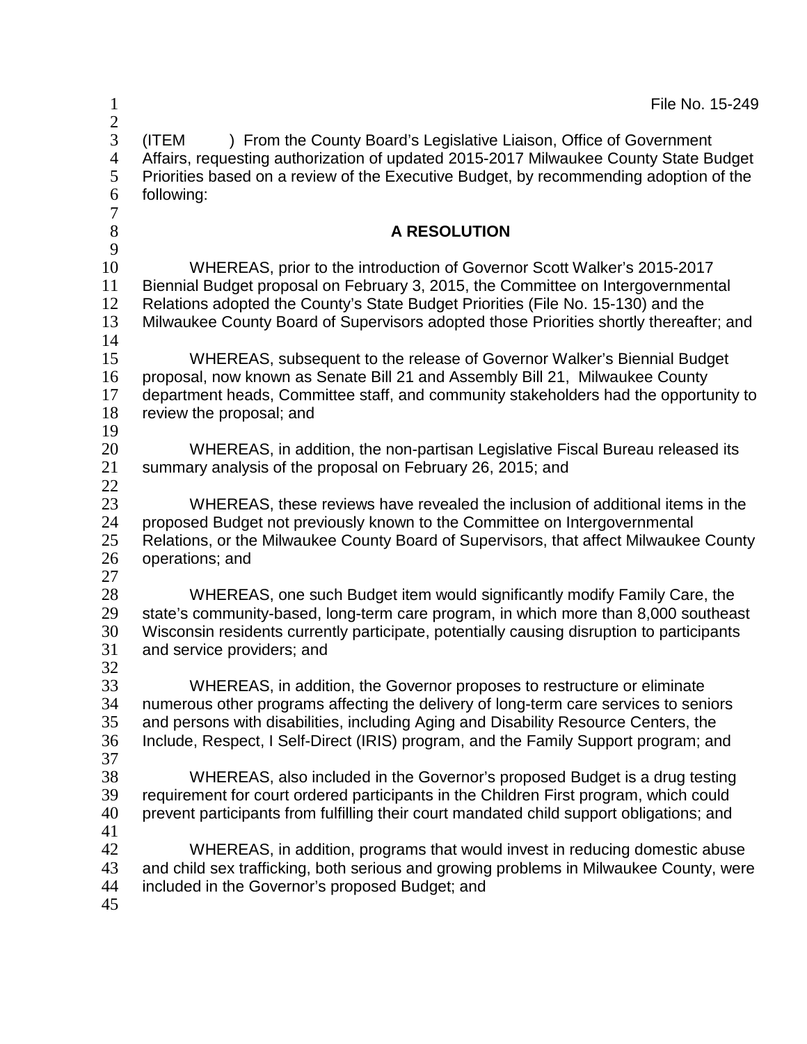File No. 15-249

(ITEM ) From the County Board's Legislative Liaison, Office of Government Affairs, requesting authorization of updated 2015-2017 Milwaukee County State Budget Priorities based on a review of the Executive Budget, by recommending adoption of the following:

## A RESOLUTION

WHEREAS, prior to the introduction of Governor Scott Walker's 2015-2017 Biennial Budget proposal on February 3, 2015, the Committee on Intergovernmental Relations adopted the County's State Budget Priorities (File No. 15-130) and the Milwaukee County Board of Supervisors adopted those Priorities shortly thereafter; and

WHEREAS, subsequent to the release of Governor Walker's Biennial Budget proposal, now known as Senate Bill 21 and Assembly Bill 21, Milwaukee County department heads, Committee staff, and community stakeholders had the opportunity to review the proposal; and

WHEREAS, in addition, the non-partisan Legislative Fiscal Bureau released its summary analysis of the proposal on February 26, 2015; and

WHEREAS, these reviews have revealed the inclusion of additional items in the proposed Budget not previously known to the Committee on Intergovernmental Relations, or the Milwaukee County Board of Supervisors, that affect Milwaukee County operations; and

WHEREAS, one such Budget item would significantly modify Family Care, the state's community-based, long-term care program, in which more than 8,000 southeast Wisconsin residents currently participate, potentially causing disruption to participants and service providers; and

WHEREAS, in addition, the Governor proposes to restructure or eliminate numerous other programs affecting the delivery of long-term care services to seniors and persons with disabilities, including Aging and Disability Resource Centers, the Include, Respect, I Self-Direct (IRIS) program, and the Family Support program; and

WHEREAS, also included in the Governor's proposed Budget is a drug testing requirement for court ordered participants in the Children First program, which could prevent participants from fulfilling their court mandated child support obligations; and

WHEREAS, in addition, programs that would invest in reducing domestic abuse and child sex trafficking, both serious and growing problems in Milwaukee County, were included in the Governor's proposed Budget; and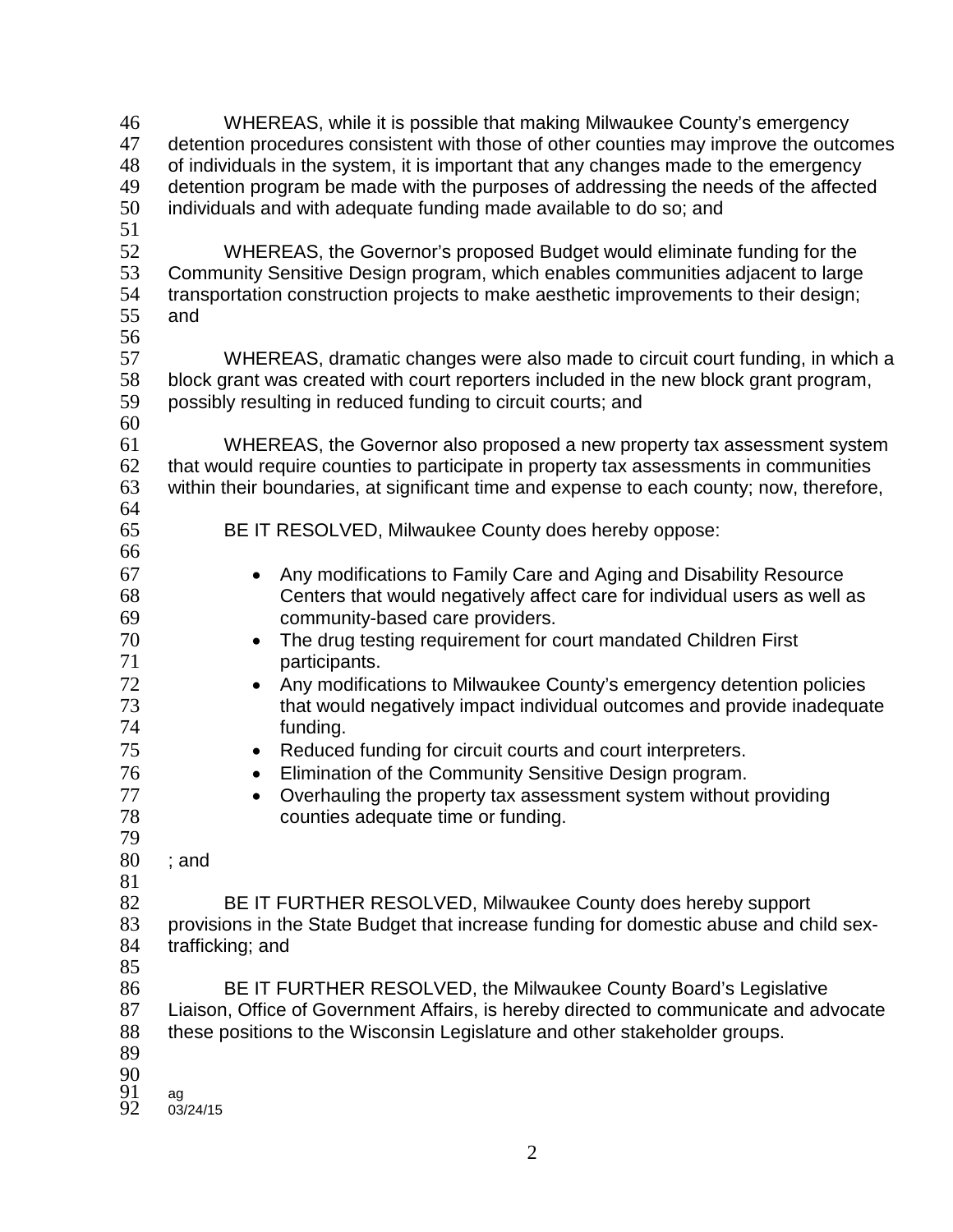WHEREAS, while it is possible that making Milwaukee County's emergency detention procedures consistent with those of other counties may improve the outcomes of individuals in the system, it is important that any changes made to the emergency detention program be made with the purposes of addressing the needs of the affected individuals and with adequate funding made available to do so; and

WHEREAS, the Governor's proposed Budget would eliminate funding for the Community Sensitive Design program, which enables communities adjacent to large transportation construction projects to make aesthetic improvements to their design; and

WHEREAS, dramatic changes were also made to circuit court funding, in which a block grant was created with court reporters included in the new block grant program, possibly resulting in reduced funding to circuit courts; and

WHEREAS, the Governor also proposed a new property tax assessment system that would require counties to participate in property tax assessments in communities within their boundaries, at significant time and expense to each county; now, therefore,

BE IT RESOLVED, Milwaukee County does hereby oppose:

- Any modifications to Family Care and Aging and Disability Resource Centers that would negatively affect care for individual users as well as community-based care providers.
- The drug testing requirement for court mandated Children First participants.
- Any modifications to Milwaukee County's emergency detention policies that would negatively impact individual outcomes and provide inadequate funding.
- Reduced funding for circuit courts and court interpreters.
- Elimination of the Community Sensitive Design program.
- Overhauling the property tax assessment system without providing counties adequate time or funding.

; and

BE IT FURTHER RESOLVED, Milwaukee County does hereby support provisions in the State Budget that increase funding for domestic abuse and child sex-trafficking; and

BE IT FURTHER RESOLVED, the Milwaukee County Board's Legislative Liaison, Office of Government Affairs, is hereby directed to communicate and advocate these positions to the Wisconsin Legislature and other stakeholder groups.

ag
03/24/15